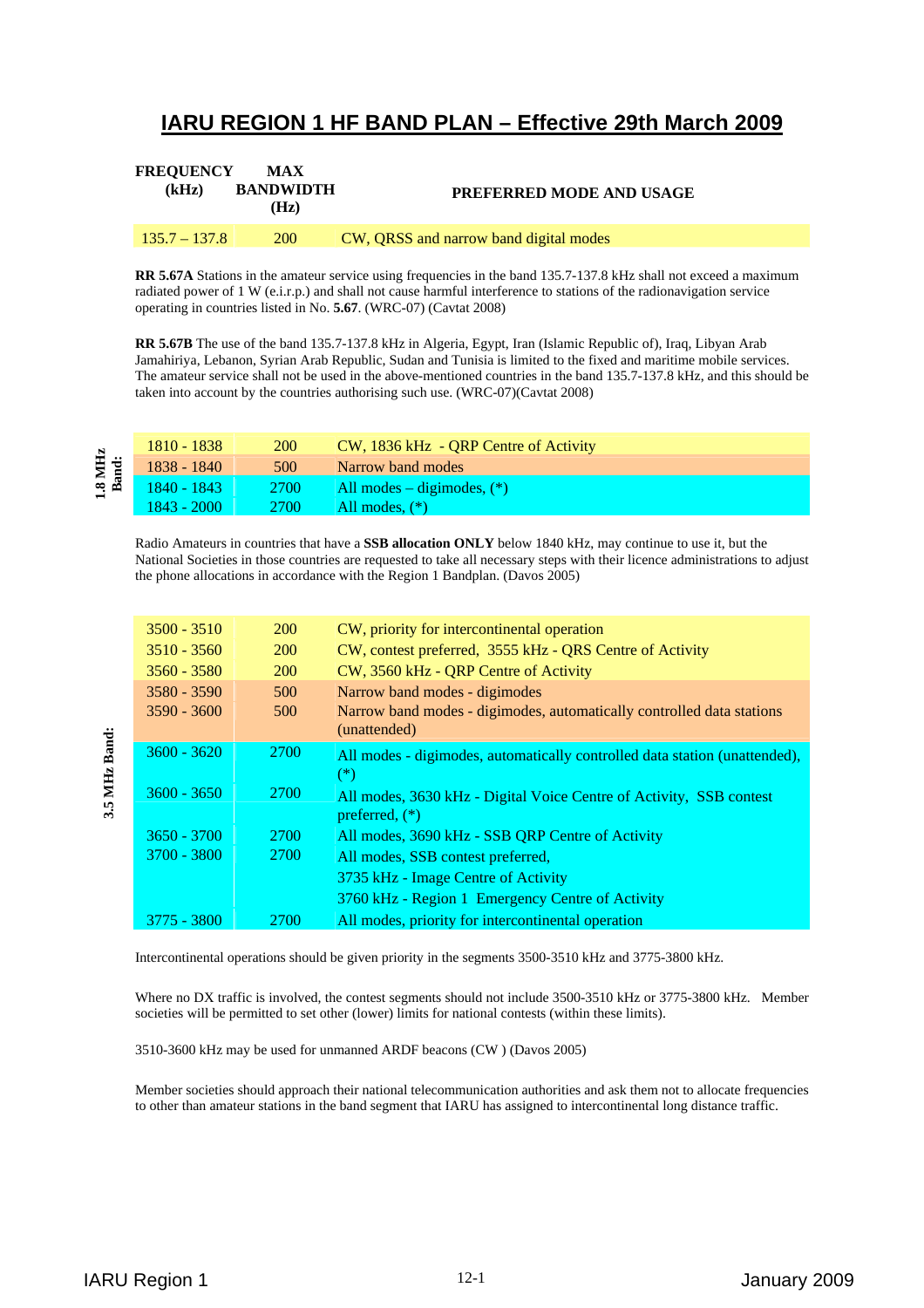# IARU REGION 1 HF BAND PLAN – Effective 29th March 2009

| FREQUENCY (kHz) | MAX BANDWIDTH (Hz) | PREFERRED MODE AND USAGE |
|---|---|---|
| 135.7 – 137.8 | 200 | CW, QRSS and narrow band digital modes |

**RR 5.67A** Stations in the amateur service using frequencies in the band 135.7-137.8 kHz shall not exceed a maximum radiated power of 1 W (e.i.r.p.) and shall not cause harmful interference to stations of the radionavigation service operating in countries listed in No. **5.67**. (WRC-07) (Cavtat 2008)

**RR 5.67B** The use of the band 135.7-137.8 kHz in Algeria, Egypt, Iran (Islamic Republic of), Iraq, Libyan Arab Jamahiriya, Lebanon, Syrian Arab Republic, Sudan and Tunisia is limited to the fixed and maritime mobile services. The amateur service shall not be used in the above-mentioned countries in the band 135.7-137.8 kHz, and this should be taken into account by the countries authorising such use. (WRC-07)(Cavtat 2008)

**1.8 MHz Band:**

| | | |
|---|---|---|
| 1810 - 1838 | 200 | CW, 1836 kHz - QRP Centre of Activity |
| 1838 - 1840 | 500 | Narrow band modes |
| 1840 - 1843 | 2700 | All modes – digimodes, (*) |
| 1843 - 2000 | 2700 | All modes, (*) |

Radio Amateurs in countries that have a **SSB allocation ONLY** below 1840 kHz, may continue to use it, but the National Societies in those countries are requested to take all necessary steps with their licence administrations to adjust the phone allocations in accordance with the Region 1 Bandplan. (Davos 2005)

**3.5 MHz Band:**

| | | |
|---|---|---|
| 3500 - 3510 | 200 | CW, priority for intercontinental operation |
| 3510 - 3560 | 200 | CW, contest preferred, 3555 kHz - QRS Centre of Activity |
| 3560 - 3580 | 200 | CW, 3560 kHz - QRP Centre of Activity |
| 3580 - 3590 | 500 | Narrow band modes - digimodes |
| 3590 - 3600 | 500 | Narrow band modes - digimodes, automatically controlled data stations (unattended) |
| 3600 - 3620 | 2700 | All modes - digimodes, automatically controlled data station (unattended), (*) |
| 3600 - 3650 | 2700 | All modes, 3630 kHz - Digital Voice Centre of Activity, SSB contest preferred, (*) |
| 3650 - 3700 | 2700 | All modes, 3690 kHz - SSB QRP Centre of Activity |
| 3700 - 3800 | 2700 | All modes, SSB contest preferred, 3735 kHz - Image Centre of Activity 3760 kHz - Region 1 Emergency Centre of Activity |
| 3775 - 3800 | 2700 | All modes, priority for intercontinental operation |

Intercontinental operations should be given priority in the segments 3500-3510 kHz and 3775-3800 kHz.

Where no DX traffic is involved, the contest segments should not include 3500-3510 kHz or 3775-3800 kHz. Member societies will be permitted to set other (lower) limits for national contests (within these limits).

3510-3600 kHz may be used for unmanned ARDF beacons (CW ) (Davos 2005)

Member societies should approach their national telecommunication authorities and ask them not to allocate frequencies to other than amateur stations in the band segment that IARU has assigned to intercontinental long distance traffic.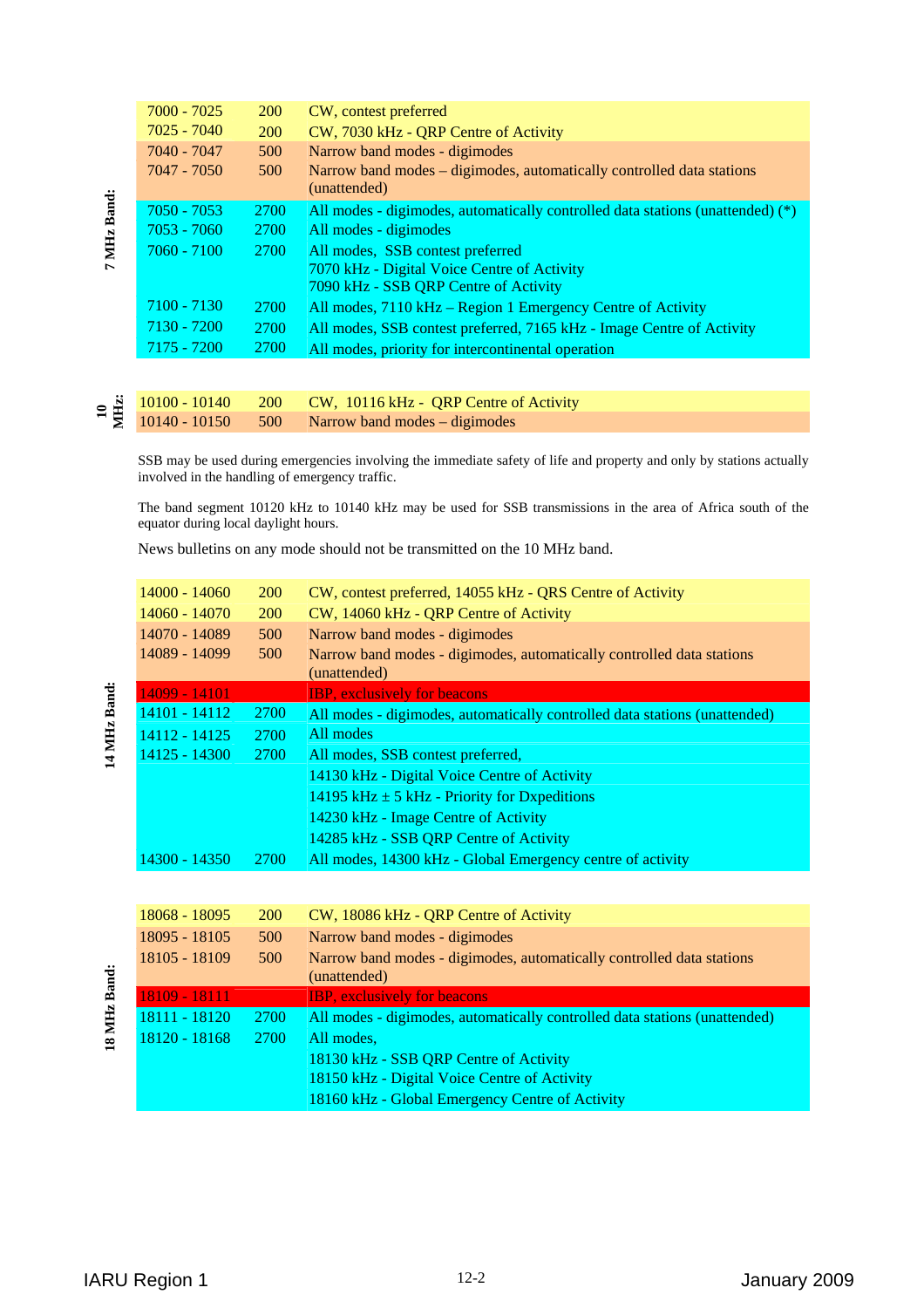**7 MHz Band:**

| | | |
|---|---|---|
| 7000 - 7025 | 200 | CW, contest preferred |
| 7025 - 7040 | 200 | CW, 7030 kHz - QRP Centre of Activity |
| 7040 - 7047 | 500 | Narrow band modes - digimodes |
| 7047 - 7050 | 500 | Narrow band modes – digimodes, automatically controlled data stations (unattended) |
| 7050 - 7053 | 2700 | All modes - digimodes, automatically controlled data stations (unattended) (*) |
| 7053 - 7060 | 2700 | All modes - digimodes |
| 7060 - 7100 | 2700 | All modes, SSB contest preferred<br>7070 kHz - Digital Voice Centre of Activity<br>7090 kHz - SSB QRP Centre of Activity |
| 7100 - 7130 | 2700 | All modes, 7110 kHz – Region 1 Emergency Centre of Activity |
| 7130 - 7200 | 2700 | All modes, SSB contest preferred, 7165 kHz - Image Centre of Activity |
| 7175 - 7200 | 2700 | All modes, priority for intercontinental operation |

**10 MHz:**

| | | |
|---|---|---|
| 10100 - 10140 | 200 | CW, 10116 kHz - QRP Centre of Activity |
| 10140 - 10150 | 500 | Narrow band modes – digimodes |

SSB may be used during emergencies involving the immediate safety of life and property and only by stations actually involved in the handling of emergency traffic.

The band segment 10120 kHz to 10140 kHz may be used for SSB transmissions in the area of Africa south of the equator during local daylight hours.

News bulletins on any mode should not be transmitted on the 10 MHz band.

**14 MHz Band:**

| | | |
|---|---|---|
| 14000 - 14060 | 200 | CW, contest preferred, 14055 kHz - QRS Centre of Activity |
| 14060 - 14070 | 200 | CW, 14060 kHz - QRP Centre of Activity |
| 14070 - 14089 | 500 | Narrow band modes - digimodes |
| 14089 - 14099 | 500 | Narrow band modes - digimodes, automatically controlled data stations (unattended) |
| 14099 - 14101 | | IBP, exclusively for beacons |
| 14101 - 14112 | 2700 | All modes - digimodes, automatically controlled data stations (unattended) |
| 14112 - 14125 | 2700 | All modes |
| 14125 - 14300 | 2700 | All modes, SSB contest preferred,<br>14130 kHz - Digital Voice Centre of Activity<br>14195 kHz ± 5 kHz - Priority for Dxpeditions<br>14230 kHz - Image Centre of Activity<br>14285 kHz - SSB QRP Centre of Activity |
| 14300 - 14350 | 2700 | All modes, 14300 kHz - Global Emergency centre of activity |

**18 MHz Band:**

| | | |
|---|---|---|
| 18068 - 18095 | 200 | CW, 18086 kHz - QRP Centre of Activity |
| 18095 - 18105 | 500 | Narrow band modes - digimodes |
| 18105 - 18109 | 500 | Narrow band modes - digimodes, automatically controlled data stations (unattended) |
| 18109 - 18111 | | IBP, exclusively for beacons |
| 18111 - 18120 | 2700 | All modes - digimodes, automatically controlled data stations (unattended) |
| 18120 - 18168 | 2700 | All modes,<br>18130 kHz - SSB QRP Centre of Activity<br>18150 kHz - Digital Voice Centre of Activity<br>18160 kHz - Global Emergency Centre of Activity |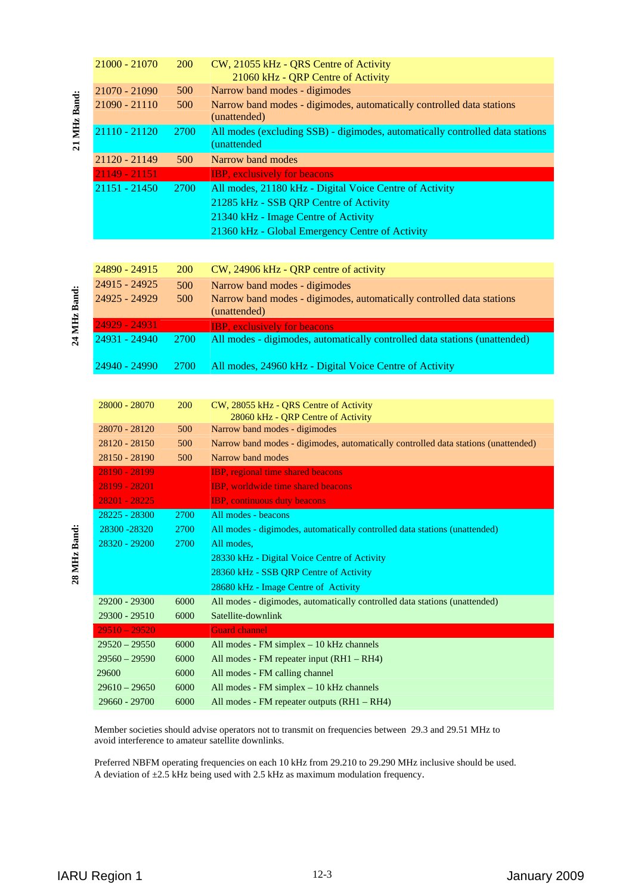**21 MHz Band:**

| | | |
|---|---|---|
| 21000 - 21070 | 200 | CW, 21055 kHz - QRS Centre of Activity<br>21060 kHz - QRP Centre of Activity |
| 21070 - 21090 | 500 | Narrow band modes - digimodes |
| 21090 - 21110 | 500 | Narrow band modes - digimodes, automatically controlled data stations (unattended) |
| 21110 - 21120 | 2700 | All modes (excluding SSB) - digimodes, automatically controlled data stations (unattended |
| 21120 - 21149 | 500 | Narrow band modes |
| 21149 - 21151 | | IBP, exclusively for beacons |
| 21151 - 21450 | 2700 | All modes, 21180 kHz - Digital Voice Centre of Activity<br>21285 kHz - SSB QRP Centre of Activity<br>21340 kHz - Image Centre of Activity<br>21360 kHz - Global Emergency Centre of Activity |

**24 MHz Band:**

| | | |
|---|---|---|
| 24890 - 24915 | 200 | CW, 24906 kHz - QRP centre of activity |
| 24915 - 24925 | 500 | Narrow band modes - digimodes |
| 24925 - 24929 | 500 | Narrow band modes - digimodes, automatically controlled data stations (unattended) |
| 24929 - 24931 | | IBP, exclusively for beacons |
| 24931 - 24940 | 2700 | All modes - digimodes, automatically controlled data stations (unattended) |
| 24940 - 24990 | 2700 | All modes, 24960 kHz - Digital Voice Centre of Activity |

**28 MHz Band:**

| | | |
|---|---|---|
| 28000 - 28070 | 200 | CW, 28055 kHz - QRS Centre of Activity<br>28060 kHz - QRP Centre of Activity |
| 28070 - 28120 | 500 | Narrow band modes - digimodes |
| 28120 - 28150 | 500 | Narrow band modes - digimodes, automatically controlled data stations (unattended) |
| 28150 - 28190 | 500 | Narrow band modes |
| 28190 - 28199 | | IBP, regional time shared beacons |
| 28199 - 28201 | | IBP, worldwide time shared beacons |
| 28201 - 28225 | | IBP, continuous duty beacons |
| 28225 - 28300 | 2700 | All modes - beacons |
| 28300 -28320 | 2700 | All modes - digimodes, automatically controlled data stations (unattended) |
| 28320 - 29200 | 2700 | All modes,<br>28330 kHz - Digital Voice Centre of Activity<br>28360 kHz - SSB QRP Centre of Activity<br>28680 kHz - Image Centre of Activity |
| 29200 - 29300 | 6000 | All modes - digimodes, automatically controlled data stations (unattended) |
| 29300 - 29510 | 6000 | Satellite-downlink |
| 29510 – 29520 | | Guard channel |
| 29520 – 29550 | 6000 | All modes - FM simplex – 10 kHz channels |
| 29560 – 29590 | 6000 | All modes - FM repeater input (RH1 – RH4) |
| 29600 | 6000 | All modes - FM calling channel |
| 29610 – 29650 | 6000 | All modes - FM simplex – 10 kHz channels |
| 29660 - 29700 | 6000 | All modes - FM repeater outputs (RH1 – RH4) |

Member societies should advise operators not to transmit on frequencies between 29.3 and 29.51 MHz to avoid interference to amateur satellite downlinks.

Preferred NBFM operating frequencies on each 10 kHz from 29.210 to 29.290 MHz inclusive should be used. A deviation of ±2.5 kHz being used with 2.5 kHz as maximum modulation frequency.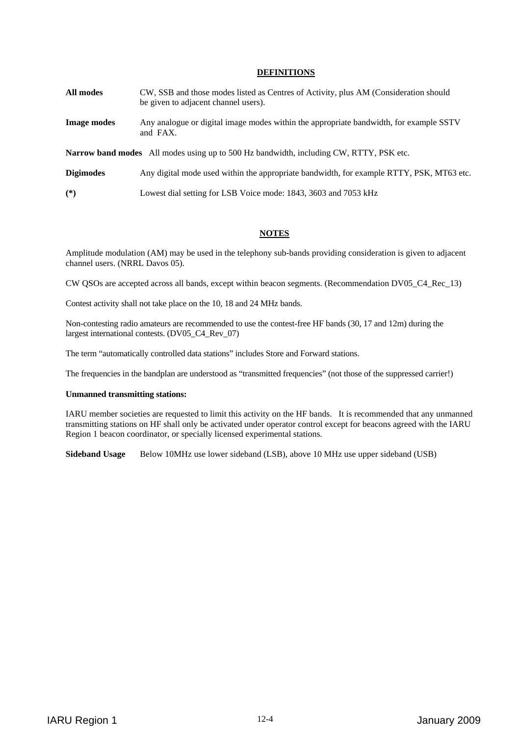## DEFINITIONS

**All modes** CW, SSB and those modes listed as Centres of Activity, plus AM (Consideration should be given to adjacent channel users).

**Image modes** Any analogue or digital image modes within the appropriate bandwidth, for example SSTV and FAX.

**Narrow band modes** All modes using up to 500 Hz bandwidth, including CW, RTTY, PSK etc.

**Digimodes** Any digital mode used within the appropriate bandwidth, for example RTTY, PSK, MT63 etc.

**(*)** Lowest dial setting for LSB Voice mode: 1843, 3603 and 7053 kHz

## NOTES

Amplitude modulation (AM) may be used in the telephony sub-bands providing consideration is given to adjacent channel users. (NRRL Davos 05).

CW QSOs are accepted across all bands, except within beacon segments. (Recommendation DV05_C4_Rec_13)

Contest activity shall not take place on the 10, 18 and 24 MHz bands.

Non-contesting radio amateurs are recommended to use the contest-free HF bands (30, 17 and 12m) during the largest international contests. (DV05_C4_Rev_07)

The term "automatically controlled data stations" includes Store and Forward stations.

The frequencies in the bandplan are understood as "transmitted frequencies" (not those of the suppressed carrier!)

**Unmanned transmitting stations:**

IARU member societies are requested to limit this activity on the HF bands. It is recommended that any unmanned transmitting stations on HF shall only be activated under operator control except for beacons agreed with the IARU Region 1 beacon coordinator, or specially licensed experimental stations.

**Sideband Usage** Below 10MHz use lower sideband (LSB), above 10 MHz use upper sideband (USB)